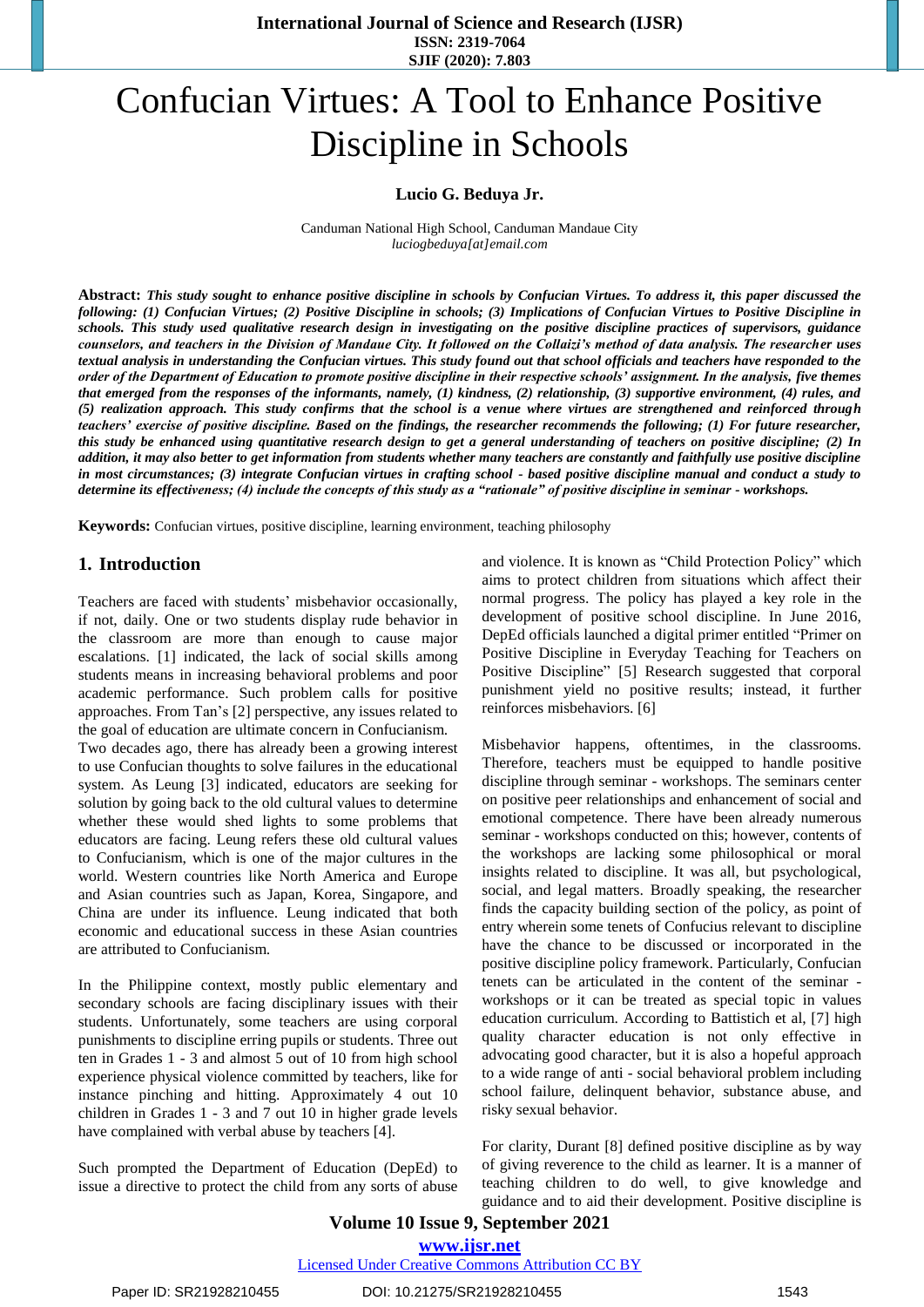# Confucian Virtues: A Tool to Enhance Positive Discipline in Schools

**Lucio G. Beduya Jr.**

Canduman National High School, Canduman Mandaue City
*luciogbeduya[at]email.com*

**Abstract:** ***This study sought to enhance positive discipline in schools by Confucian Virtues. To address it, this paper discussed the following: (1) Confucian Virtues; (2) Positive Discipline in schools; (3) Implications of Confucian Virtues to Positive Discipline in schools. This study used qualitative research design in investigating on the positive discipline practices of supervisors, guidance counselors, and teachers in the Division of Mandaue City. It followed on the Collaizi's method of data analysis. The researcher uses textual analysis in understanding the Confucian virtues. This study found out that school officials and teachers have responded to the order of the Department of Education to promote positive discipline in their respective schools' assignment. In the analysis, five themes that emerged from the responses of the informants, namely, (1) kindness, (2) relationship, (3) supportive environment, (4) rules, and (5) realization approach. This study confirms that the school is a venue where virtues are strengthened and reinforced through teachers' exercise of positive discipline. Based on the findings, the researcher recommends the following; (1) For future researcher, this study be enhanced using quantitative research design to get a general understanding of teachers on positive discipline; (2) In addition, it may also better to get information from students whether many teachers are constantly and faithfully use positive discipline in most circumstances; (3) integrate Confucian virtues in crafting school - based positive discipline manual and conduct a study to determine its effectiveness; (4) include the concepts of this study as a "rationale" of positive discipline in seminar - workshops.***

**Keywords:** Confucian virtues, positive discipline, learning environment, teaching philosophy

## 1. Introduction

Teachers are faced with students' misbehavior occasionally, if not, daily. One or two students display rude behavior in the classroom are more than enough to cause major escalations. [1] indicated, the lack of social skills among students means in increasing behavioral problems and poor academic performance. Such problem calls for positive approaches. From Tan's [2] perspective, any issues related to the goal of education are ultimate concern in Confucianism.

Two decades ago, there has already been a growing interest to use Confucian thoughts to solve failures in the educational system. As Leung [3] indicated, educators are seeking for solution by going back to the old cultural values to determine whether these would shed lights to some problems that educators are facing. Leung refers these old cultural values to Confucianism, which is one of the major cultures in the world. Western countries like North America and Europe and Asian countries such as Japan, Korea, Singapore, and China are under its influence. Leung indicated that both economic and educational success in these Asian countries are attributed to Confucianism.

In the Philippine context, mostly public elementary and secondary schools are facing disciplinary issues with their students. Unfortunately, some teachers are using corporal punishments to discipline erring pupils or students. Three out ten in Grades 1 - 3 and almost 5 out of 10 from high school experience physical violence committed by teachers, like for instance pinching and hitting. Approximately 4 out 10 children in Grades 1 - 3 and 7 out 10 in higher grade levels have complained with verbal abuse by teachers [4].

Such prompted the Department of Education (DepEd) to issue a directive to protect the child from any sorts of abuse and violence. It is known as "Child Protection Policy" which aims to protect children from situations which affect their normal progress. The policy has played a key role in the development of positive school discipline. In June 2016, DepEd officials launched a digital primer entitled "Primer on Positive Discipline in Everyday Teaching for Teachers on Positive Discipline" [5] Research suggested that corporal punishment yield no positive results; instead, it further reinforces misbehaviors. [6]

Misbehavior happens, oftentimes, in the classrooms. Therefore, teachers must be equipped to handle positive discipline through seminar - workshops. The seminars center on positive peer relationships and enhancement of social and emotional competence. There have been already numerous seminar - workshops conducted on this; however, contents of the workshops are lacking some philosophical or moral insights related to discipline. It was all, but psychological, social, and legal matters. Broadly speaking, the researcher finds the capacity building section of the policy, as point of entry wherein some tenets of Confucius relevant to discipline have the chance to be discussed or incorporated in the positive discipline policy framework. Particularly, Confucian tenets can be articulated in the content of the seminar - workshops or it can be treated as special topic in values education curriculum. According to Battistich et al, [7] high quality character education is not only effective in advocating good character, but it is also a hopeful approach to a wide range of anti - social behavioral problem including school failure, delinquent behavior, substance abuse, and risky sexual behavior.

For clarity, Durant [8] defined positive discipline as by way of giving reverence to the child as learner. It is a manner of teaching children to do well, to give knowledge and guidance and to aid their development. Positive discipline is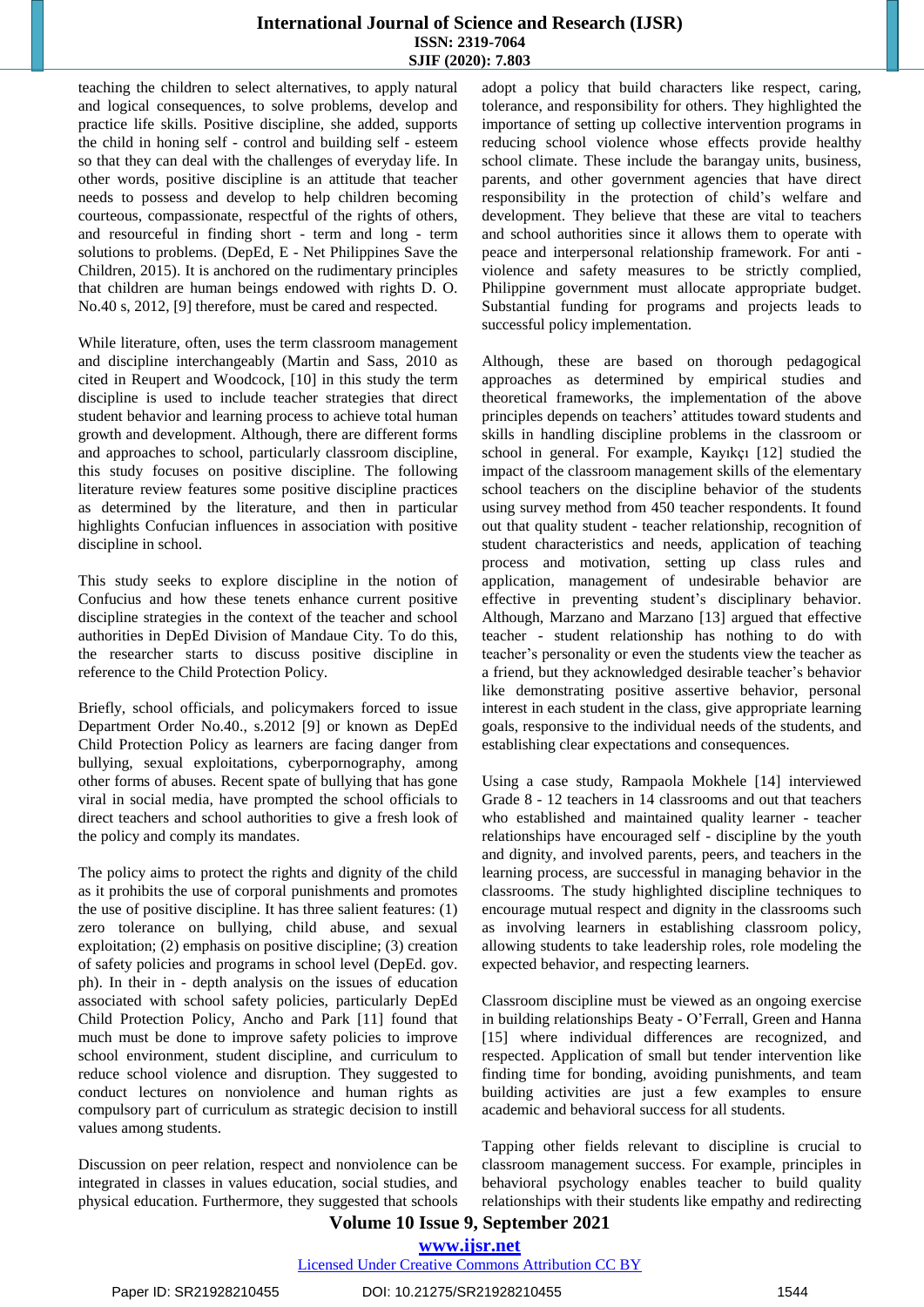teaching the children to select alternatives, to apply natural and logical consequences, to solve problems, develop and practice life skills. Positive discipline, she added, supports the child in honing self - control and building self - esteem so that they can deal with the challenges of everyday life. In other words, positive discipline is an attitude that teacher needs to possess and develop to help children becoming courteous, compassionate, respectful of the rights of others, and resourceful in finding short - term and long - term solutions to problems. (DepEd, E - Net Philippines Save the Children, 2015). It is anchored on the rudimentary principles that children are human beings endowed with rights D. O. No.40 s, 2012, [9] therefore, must be cared and respected.

While literature, often, uses the term classroom management and discipline interchangeably (Martin and Sass, 2010 as cited in Reupert and Woodcock, [10] in this study the term discipline is used to include teacher strategies that direct student behavior and learning process to achieve total human growth and development. Although, there are different forms and approaches to school, particularly classroom discipline, this study focuses on positive discipline. The following literature review features some positive discipline practices as determined by the literature, and then in particular highlights Confucian influences in association with positive discipline in school.

This study seeks to explore discipline in the notion of Confucius and how these tenets enhance current positive discipline strategies in the context of the teacher and school authorities in DepEd Division of Mandaue City. To do this, the researcher starts to discuss positive discipline in reference to the Child Protection Policy.

Briefly, school officials, and policymakers forced to issue Department Order No.40., s.2012 [9] or known as DepEd Child Protection Policy as learners are facing danger from bullying, sexual exploitation, cyberpornography, among other forms of abuses. Recent spate of bullying that has gone viral in social media, have prompted the school officials to direct teachers and school authorities to give a fresh look of the policy and comply its mandates.

The policy aims to protect the rights and dignity of the child as it prohibits the use of corporal punishments and promotes the use of positive discipline. It has three salient features: (1) zero tolerance on bullying, child abuse, and sexual exploitation; (2) emphasis on positive discipline; (3) creation of safety policies and programs in school level (DepEd. gov. ph). In their in - depth analysis on the issues of education associated with school safety policies, particularly DepEd Child Protection Policy, Ancho and Park [11] found that much must be done to improve safety policies to improve school environment, student discipline, and curriculum to reduce school violence and disruption. They suggested to conduct lectures on nonviolence and human rights as compulsory part of curriculum as strategic decision to instill values among students.

Discussion on peer relation, respect and nonviolence can be integrated in classes in values education, social studies, and physical education. Furthermore, they suggested that schools adopt a policy that build characters like respect, caring, tolerance, and responsibility for others. They highlighted the importance of setting up collective intervention programs in reducing school violence whose effects provide healthy school climate. These include the barangay units, business, parents, and other government agencies that have direct responsibility in the protection of child's welfare and development. They believe that these are vital to teachers and school authorities since it allows them to operate with peace and interpersonal relationship framework. For anti - violence and safety measures to be strictly complied, Philippine government must allocate appropriate budget. Substantial funding for programs and projects leads to successful policy implementation.

Although, these are based on thorough pedagogical approaches as determined by empirical studies and theoretical frameworks, the implementation of the above principles depends on teachers' attitudes toward students and skills in handling discipline problems in the classroom or school in general. For example, Kayıkçı [12] studied the impact of the classroom management skills of the elementary school teachers on the discipline behavior of the students using survey method from 450 teacher respondents. It found out that quality student - teacher relationship, recognition of student characteristics and needs, application of teaching process and motivation, setting up class rules and application, management of undesirable behavior are effective in preventing student's disciplinary behavior. Although, Marzano and Marzano [13] argued that effective teacher - student relationship has nothing to do with teacher's personality or even the students view the teacher as a friend, but they acknowledged desirable teacher's behavior like demonstrating positive assertive behavior, personal interest in each student in the class, give appropriate learning goals, responsive to the individual needs of the students, and establishing clear expectations and consequences.

Using a case study, Rampaola Mokhele [14] interviewed Grade 8 - 12 teachers in 14 classrooms and out that teachers who established and maintained quality learner - teacher relationships have encouraged self - discipline by the youth and dignity, and involved parents, peers, and teachers in the learning process, are successful in managing behavior in the classrooms. The study highlighted discipline techniques to encourage mutual respect and dignity in the classrooms such as involving learners in establishing classroom policy, allowing students to take leadership roles, role modeling the expected behavior, and respecting learners.

Classroom discipline must be viewed as an ongoing exercise in building relationships Beaty - O'Ferrall, Green and Hanna [15] where individual differences are recognized, and respected. Application of small but tender intervention like finding time for bonding, avoiding punishments, and team building activities are just a few examples to ensure academic and behavioral success for all students.

Tapping other fields relevant to discipline is crucial to classroom management success. For example, principles in behavioral psychology enables teacher to build quality relationships with their students like empathy and redirecting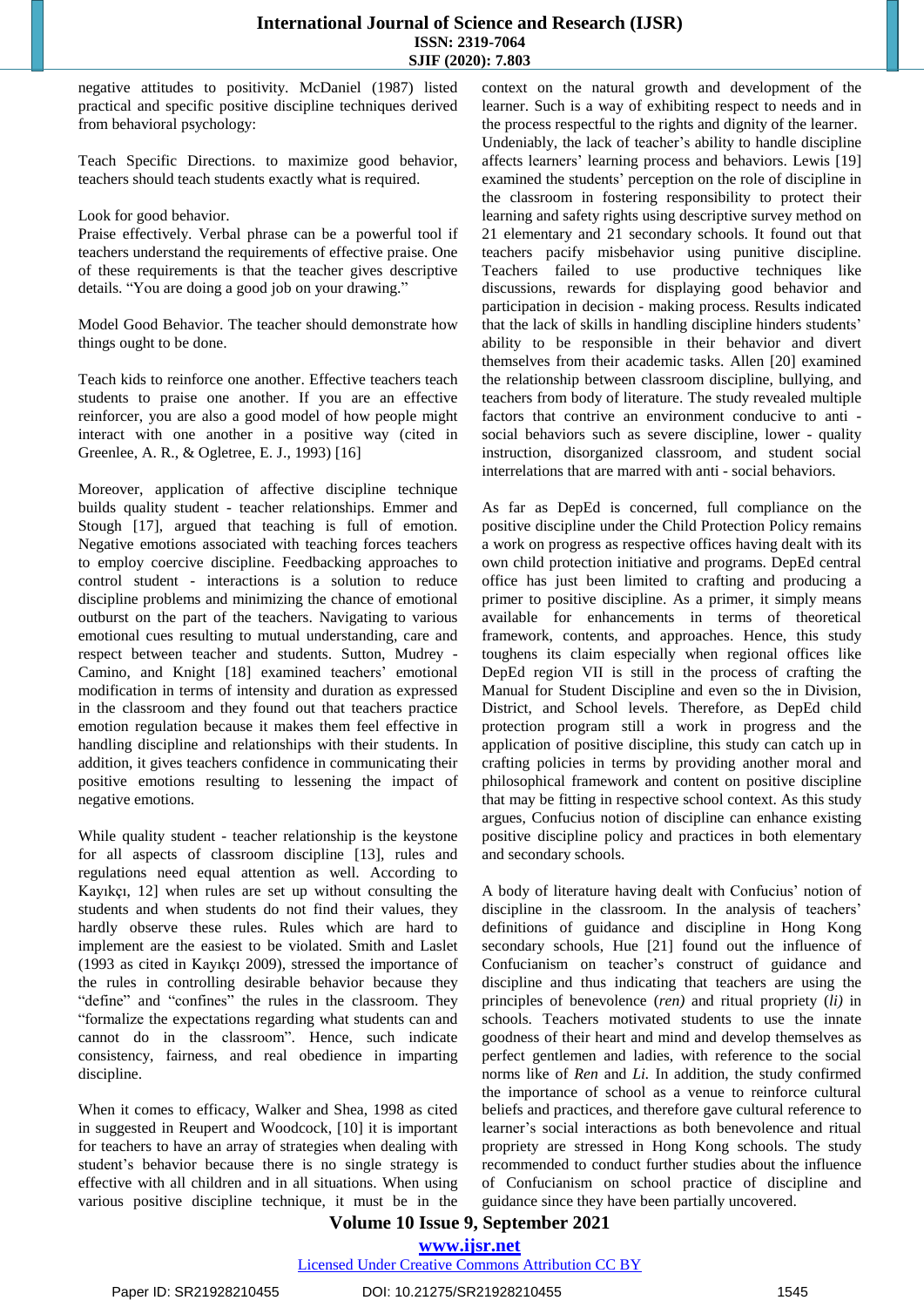negative attitudes to positivity. McDaniel (1987) listed practical and specific positive discipline techniques derived from behavioral psychology:

Teach Specific Directions. to maximize good behavior, teachers should teach students exactly what is required.

Look for good behavior.
Praise effectively. Verbal phrase can be a powerful tool if teachers understand the requirements of effective praise. One of these requirements is that the teacher gives descriptive details. "You are doing a good job on your drawing."

Model Good Behavior. The teacher should demonstrate how things ought to be done.

Teach kids to reinforce one another. Effective teachers teach students to praise one another. If you are an effective reinforcer, you are also a good model of how people might interact with one another in a positive way (cited in Greenlee, A. R., & Ogletree, E. J., 1993) [16]

Moreover, application of affective discipline technique builds quality student - teacher relationships. Emmer and Stough [17], argued that teaching is full of emotion. Negative emotions associated with teaching forces teachers to employ coercive discipline. Feedbacking approaches to control student - interactions is a solution to reduce discipline problems and minimizing the chance of emotional outburst on the part of the teachers. Navigating to various emotional cues resulting to mutual understanding, care and respect between teacher and students. Sutton, Mudrey - Camino, and Knight [18] examined teachers' emotional modification in terms of intensity and duration as expressed in the classroom and they found out that teachers practice emotion regulation because it makes them feel effective in handling discipline and relationships with their students. In addition, it gives teachers confidence in communicating their positive emotions resulting to lessening the impact of negative emotions.

While quality student - teacher relationship is the keystone for all aspects of classroom discipline [13], rules and regulations need equal attention as well. According to Kayıkçı, 12] when rules are set up without consulting the students and when students do not find their values, they hardly observe these rules. Rules which are hard to implement are the easiest to be violated. Smith and Laslet (1993 as cited in Kayıkçı 2009), stressed the importance of the rules in controlling desirable behavior because they "define" and "confines" the rules in the classroom. They "formalize the expectations regarding what students can and cannot do in the classroom". Hence, such indicate consistency, fairness, and real obedience in imparting discipline.

When it comes to efficacy, Walker and Shea, 1998 as cited in Reupert and Woodcock, [10] it is important for teachers to have an array of strategies when dealing with student's behavior because there is no single strategy is effective with all children and in all situations. When using various positive discipline technique, it must be in the context on the natural growth and development of the learner. Such is a way of exhibiting respect to needs and in the process respectful to the rights and dignity of the learner.
Undeniably, the lack of teacher's ability to handle discipline affects learners' learning process and behaviors. Lewis [19] examined the students' perception on the role of discipline in the classroom in fostering responsibility to protect their learning and safety rights using descriptive survey method on 21 elementary and 21 secondary schools. It found out that teachers pacify misbehavior using punitive discipline. Teachers failed to use productive techniques like discussions, rewards for displaying good behavior and participation in decision - making process. Results indicated that the lack of skills in handling discipline hinders students' ability to be responsible in their behavior and divert themselves from their academic tasks. Allen [20] examined the relationship between classroom discipline, bullying, and teachers from body of literature. The study revealed multiple factors that contrive an environment conducive to anti - social behaviors such as severe discipline, lower - quality instruction, disorganized classroom, and student social interrelations that are marred with anti - social behaviors.

As far as DepEd is concerned, full compliance on the positive discipline under the Child Protection Policy remains a work on progress as respective offices having dealt with its own child protection initiative and programs. DepEd central office has just been limited to crafting and producing a primer to positive discipline. As a primer, it simply means available for enhancements in terms of theoretical framework, contents, and approaches. Hence, this study toughens its claim especially when regional offices like DepEd region VII is still in the process of crafting the Manual for Student Discipline and even so the in Division, District, and School levels. Therefore, as DepEd child protection program still a work in progress and the application of positive discipline, this study can catch up in crafting policies in terms by providing another moral and philosophical framework and content on positive discipline that may be fitting in respective school context. As this study argues, Confucius notion of discipline can enhance existing positive discipline policy and practices in both elementary and secondary schools.

A body of literature having dealt with Confucius' notion of discipline in the classroom. In the analysis of teachers' definitions of guidance and discipline in Hong Kong secondary schools, Hue [21] found out the influence of Confucianism on teacher's construct of guidance and discipline and thus indicating that teachers are using the principles of benevolence *(ren)* and ritual propriety *(li)* in schools. Teachers motivated students to use the innate goodness of their heart and mind and develop themselves as perfect gentlemen and ladies, with reference to the social norms like of *Ren* and *Li.* In addition, the study confirmed the importance of school as a venue to reinforce cultural beliefs and practices, and therefore gave cultural reference to learner's social interactions as both benevolence and ritual propriety are stressed in Hong Kong schools. The study recommended to conduct further studies about the influence of Confucianism on school practice of discipline and guidance since they have been partially uncovered.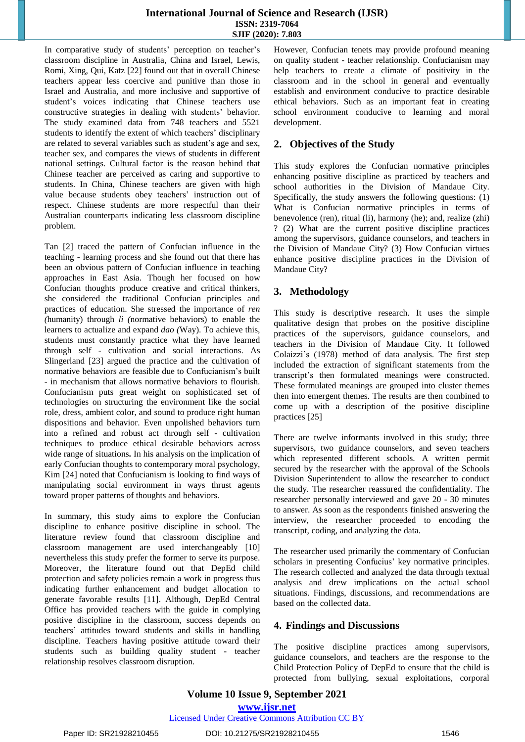In comparative study of students' perception on teacher's classroom discipline in Australia, China and Israel, Lewis, Romi, Xing, Qui, Katz [22] found out that in overall Chinese teachers appear less coercive and punitive than those in Israel and Australia, and more inclusive and supportive of student's voices indicating that Chinese teachers use constructive strategies in dealing with students' behavior. The study examined data from 748 teachers and 5521 students to identify the extent of which teachers' disciplinary are related to several variables such as student's age and sex, teacher sex, and compares the views of students in different national settings. Cultural factor is the reason behind that Chinese teacher are perceived as caring and supportive to students. In China, Chinese teachers are given with high value because students obey teachers' instruction out of respect. Chinese students are more respectful than their Australian counterparts indicating less classroom discipline problem.

Tan [2] traced the pattern of Confucian influence in the teaching - learning process and she found out that there has been an obvious pattern of Confucian influence in teaching approaches in East Asia. Though her focused on how Confucian thoughts produce creative and critical thinkers, she considered the traditional Confucian principles and practices of education. She stressed the importance of *ren (*humanity) through *li (*normative behaviors) to enable the learners to actualize and expand *dao (*Way). To achieve this, students must constantly practice what they have learned through self - cultivation and social interactions. As Slingerland [23] argued the practice and the cultivation of normative behaviors are feasible due to Confucianism's built - in mechanism that allows normative behaviors to flourish. Confucianism puts great weight on sophisticated set of technologies on structuring the environment like the social role, dress, ambient color, and sound to produce right human dispositions and behavior. Even unpolished behaviors turn into a refined and robust act through self - cultivation techniques to produce ethical desirable behaviors across wide range of situations**.** In his analysis on the implication of early Confucian thoughts to contemporary moral psychology, Kim [24] noted that Confucianism is looking to find ways of manipulating social environment in ways thrust agents toward proper patterns of thoughts and behaviors.

In summary, this study aims to explore the Confucian discipline to enhance positive discipline in school. The literature review found that classroom discipline and classroom management are used interchangeably [10] nevertheless this study prefer the former to serve its purpose. Moreover, the literature found out that DepEd child protection and safety policies remain a work in progress thus indicating further enhancement and budget allocation to generate favorable results [11]. Although, DepEd Central Office has provided teachers with the guide in complying positive discipline in the classroom, success depends on teachers' attitudes toward students and skills in handling discipline. Teachers having positive attitude toward their students such as building quality student - teacher relationship resolves classroom disruption.

However, Confucian tenets may provide profound meaning on quality student - teacher relationship. Confucianism may help teachers to create a climate of positivity in the classroom and in the school in general and eventually establish and environment conducive to practice desirable ethical behaviors. Such as an important feat in creating school environment conducive to learning and moral development.

## 2. Objectives of the Study

This study explores the Confucian normative principles enhancing positive discipline as practiced by teachers and school authorities in the Division of Mandaue City. Specifically, the study answers the following questions: (1) What is Confucian normative principles in terms of benevolence (ren), ritual (li), harmony (he); and, realize (zhi) ? (2) What are the current positive discipline practices among the supervisors, guidance counselors, and teachers in the Division of Mandaue City? (3) How Confucian virtues enhance positive discipline practices in the Division of Mandaue City?

## 3. Methodology

This study is descriptive research. It uses the simple qualitative design that probes on the positive discipline practices of the supervisors, guidance counselors, and teachers in the Division of Mandaue City. It followed Colaizzi's (1978) method of data analysis. The first step included the extraction of significant statements from the transcript's then formulated meanings were constructed. These formulated meanings are grouped into cluster themes then into emergent themes. The results are then combined to come up with a description of the positive discipline practices [25]

There are twelve informants involved in this study; three supervisors, two guidance counselors, and seven teachers which represented different schools. A written permit secured by the researcher with the approval of the Schools Division Superintendent to allow the researcher to conduct the study. The researcher reassured the confidentiality. The researcher personally interviewed and gave 20 - 30 minutes to answer. As soon as the respondents finished answering the interview, the researcher proceeded to encoding the transcript, coding, and analyzing the data.

The researcher used primarily the commentary of Confucian scholars in presenting Confucius' key normative principles. The research collected and analyzed the data through textual analysis and drew implications on the actual school situations. Findings, discussions, and recommendations are based on the collected data.

## 4. Findings and Discussions

The positive discipline practices among supervisors, guidance counselors, and teachers are the response to the Child Protection Policy of DepEd to ensure that the child is protected from bullying, sexual exploitations, corporal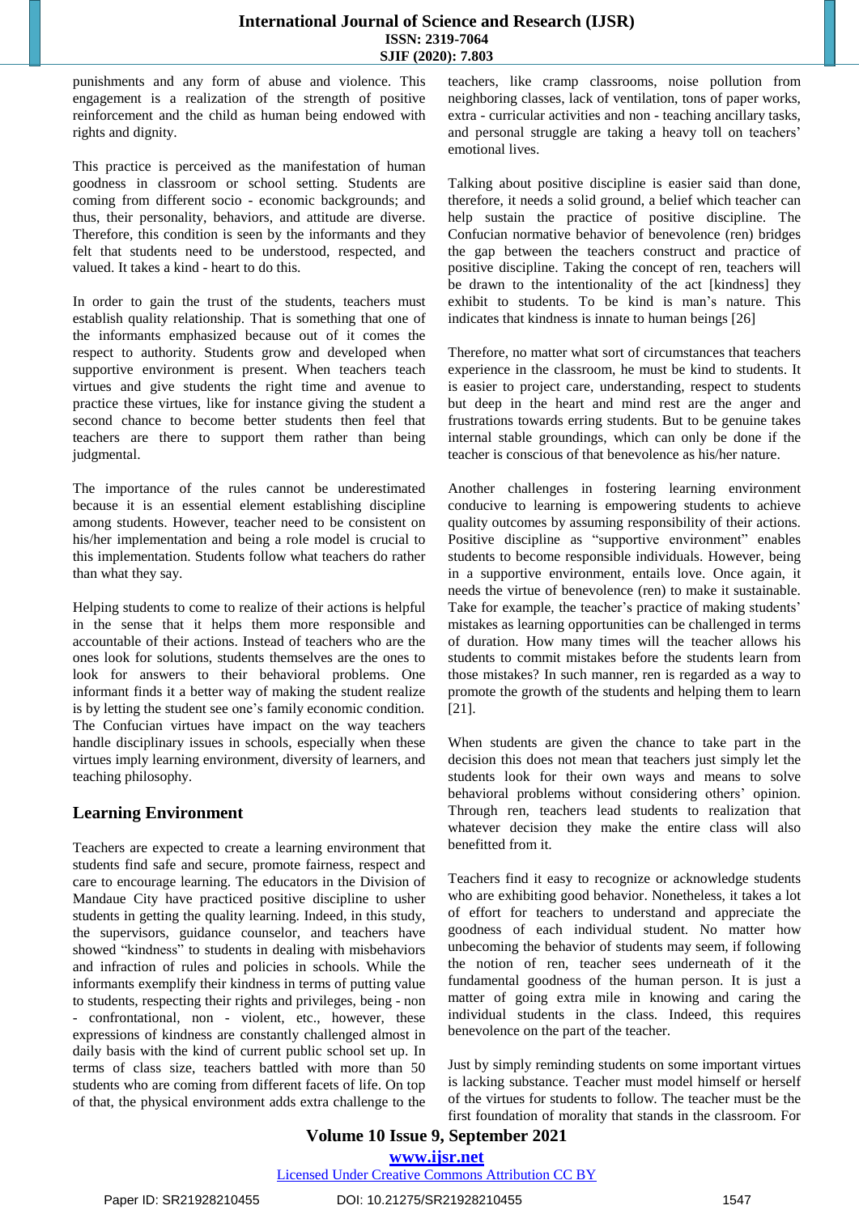punishments and any form of abuse and violence. This engagement is a realization of the strength of positive reinforcement and the child as human being endowed with rights and dignity.

This practice is perceived as the manifestation of human goodness in classroom or school setting. Students are coming from different socio - economic backgrounds; and thus, their personality, behaviors, and attitude are diverse. Therefore, this condition is seen by the informants and they felt that students need to be understood, respected, and valued. It takes a kind - heart to do this.

In order to gain the trust of the students, teachers must establish quality relationship. That is something that one of the informants emphasized because out of it comes the respect to authority. Students grow and developed when supportive environment is present. When teachers teach virtues and give students the right time and avenue to practice these virtues, like for instance giving the student a second chance to become better students then feel that teachers are there to support them rather than being judgmental.

The importance of the rules cannot be underestimated because it is an essential element establishing discipline among students. However, teacher need to be consistent on his/her implementation and being a role model is crucial to this implementation. Students follow what teachers do rather than what they say.

Helping students to come to realize of their actions is helpful in the sense that it helps them more responsible and accountable of their actions. Instead of teachers who are the ones look for solutions, students themselves are the ones to look for answers to their behavioral problems. One informant finds it a better way of making the student realize is by letting the student see one's family economic condition. The Confucian virtues have impact on the way teachers handle disciplinary issues in schools, especially when these virtues imply learning environment, diversity of learners, and teaching philosophy.

## Learning Environment

Teachers are expected to create a learning environment that students find safe and secure, promote fairness, respect and care to encourage learning. The educators in the Division of Mandaue City have practiced positive discipline to usher students in getting the quality learning. Indeed, in this study, the supervisors, guidance counselor, and teachers have showed "kindness" to students in dealing with misbehaviors and infraction of rules and policies in schools. While the informants exemplify their kindness in terms of putting value to students, respecting their rights and privileges, being - non - confrontational, non - violent, etc., however, these expressions of kindness are constantly challenged almost in daily basis with the kind of current public school set up. In terms of class size, teachers battled with more than 50 students who are coming from different facets of life. On top of that, the physical environment adds extra challenge to the teachers, like cramp classrooms, noise pollution from neighboring classes, lack of ventilation, tons of paper works, extra - curricular activities and non - teaching ancillary tasks, and personal struggle are taking a heavy toll on teachers' emotional lives.

Talking about positive discipline is easier said than done, therefore, it needs a solid ground, a belief which teacher can help sustain the practice of positive discipline. The Confucian normative behavior of benevolence (ren) bridges the gap between the teachers construct and practice of positive discipline. Taking the concept of ren, teachers will be drawn to the intentionality of the act [kindness] they exhibit to students. To be kind is man's nature. This indicates that kindness is innate to human beings [26]

Therefore, no matter what sort of circumstances that teachers experience in the classroom, he must be kind to students. It is easier to project care, understanding, respect to students but deep in the heart and mind rest are the anger and frustrations towards erring students. But to be genuine takes internal stable groundings, which can only be done if the teacher is conscious of that benevolence as his/her nature.

Another challenges in fostering learning environment conducive to learning is empowering students to achieve quality outcomes by assuming responsibility of their actions. Positive discipline as "supportive environment" enables students to become responsible individuals. However, being in a supportive environment, entails love. Once again, it needs the virtue of benevolence (ren) to make it sustainable. Take for example, the teacher's practice of making students' mistakes as learning opportunities can be challenged in terms of duration. How many times will the teacher allows his students to commit mistakes before the students learn from those mistakes? In such manner, ren is regarded as a way to promote the growth of the students and helping them to learn [21].

When students are given the chance to take part in the decision this does not mean that teachers just simply let the students look for their own ways and means to solve behavioral problems without considering others' opinion. Through ren, teachers lead students to realization that whatever decision they make the entire class will also benefitted from it.

Teachers find it easy to recognize or acknowledge students who are exhibiting good behavior. Nonetheless, it takes a lot of effort for teachers to understand and appreciate the goodness of each individual student. No matter how unbecoming the behavior of students may seem, if following the notion of ren, teacher sees underneath of it the fundamental goodness of the human person. It is just a matter of going extra mile in knowing and caring the individual students in the class. Indeed, this requires benevolence on the part of the teacher.

Just by simply reminding students on some important virtues is lacking substance. Teacher must model himself or herself of the virtues for students to follow. The teacher must be the first foundation of morality that stands in the classroom. For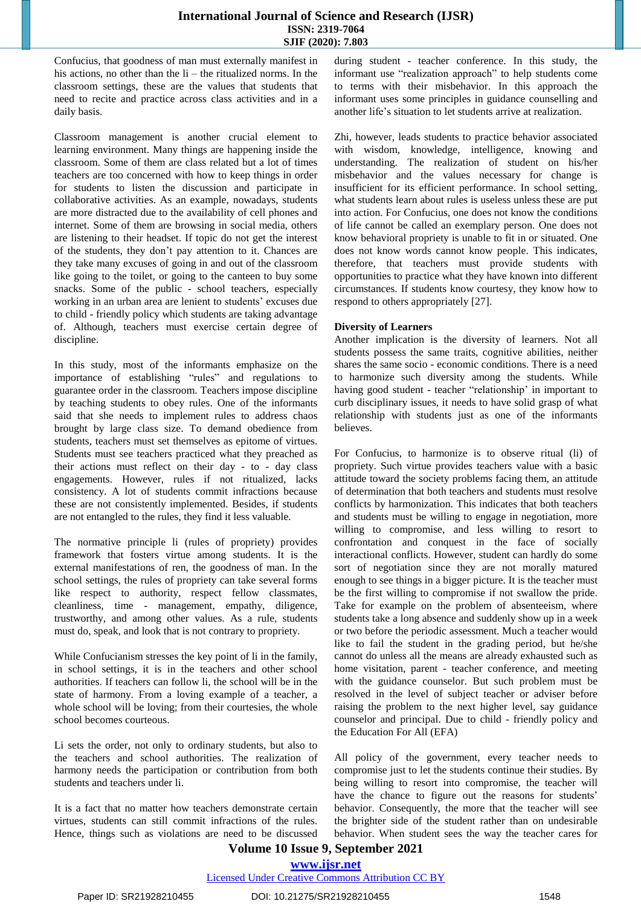Confucius, that goodness of man must externally manifest in his actions, no other than the li – the ritualized norms. In the classroom settings, these are the values that students that need to recite and practice across class activities and in a daily basis.

Classroom management is another crucial element to learning environment. Many things are happening inside the classroom. Some of them are class related but a lot of times teachers are too concerned with how to keep things in order for students to listen the discussion and participate in collaborative activities. As an example, nowadays, students are more distracted due to the availability of cell phones and internet. Some of them are browsing in social media, others are listening to their headset. If topic do not get the interest of the students, they don't pay attention to it. Chances are they take many excuses of going in and out of the classroom like going to the toilet, or going to the canteen to buy some snacks. Some of the public - school teachers, especially working in an urban area are lenient to students' excuses due to child - friendly policy which students are taking advantage of. Although, teachers must exercise certain degree of discipline.

In this study, most of the informants emphasize on the importance of establishing "rules" and regulations to guarantee order in the classroom. Teachers impose discipline by teaching students to obey rules. One of the informants said that she needs to implement rules to address chaos brought by large class size. To demand obedience from students, teachers must set themselves as epitome of virtues. Students must see teachers practiced what they preached as their actions must reflect on their day - to - day class engagements. However, rules if not ritualized, lacks consistency. A lot of students commit infractions because these are not consistently implemented. Besides, if students are not entangled to the rules, they find it less valuable.

The normative principle li (rules of propriety) provides framework that fosters virtue among students. It is the external manifestations of ren, the goodness of man. In the school settings, the rules of propriety can take several forms like respect to authority, respect fellow classmates, cleanliness, time - management, empathy, diligence, trustworthy, and among other values. As a rule, students must do, speak, and look that is not contrary to propriety.

While Confucianism stresses the key point of li in the family, in school settings, it is in the teachers and other school authorities. If teachers can follow li, the school will be in the state of harmony. From a loving example of a teacher, a whole school will be loving; from their courtesies, the whole school becomes courteous.

Li sets the order, not only to ordinary students, but also to the teachers and school authorities. The realization of harmony needs the participation or contribution from both students and teachers under li.

It is a fact that no matter how teachers demonstrate certain virtues, students can still commit infractions of the rules. Hence, things such as violations are need to be discussed during student - teacher conference. In this study, the informant use "realization approach" to help students come to terms with their misbehavior. In this approach the informant uses some principles in guidance counselling and another life's situation to let students arrive at realization.

Zhi, however, leads students to practice behavior associated with wisdom, knowledge, intelligence, knowing and understanding. The realization of student on his/her misbehavior and the values necessary for change is insufficient for its efficient performance. In school setting, what students learn about rules is useless unless these are put into action. For Confucius, one does not know the conditions of life cannot be called an exemplary person. One does not know behavioral propriety is unable to fit in or situated. One does not know words cannot know people. This indicates, therefore, that teachers must provide students with opportunities to practice what they have known into different circumstances. If students know courtesy, they know how to respond to others appropriately [27].

**Diversity of Learners**

Another implication is the diversity of learners. Not all students possess the same traits, cognitive abilities, neither shares the same socio - economic conditions. There is a need to harmonize such diversity among the students. While having good student - teacher "relationship" in important to curb disciplinary issues, it needs to have solid grasp of what relationship with students just as one of the informants believes.

For Confucius, to harmonize is to observe ritual (li) of propriety. Such virtue provides teachers value with a basic attitude toward the society problems facing them, an attitude of determination that both teachers and students must resolve conflicts by harmonization. This indicates that both teachers and students must be willing to engage in negotiation, more willing to compromise, and less willing to resort to confrontation and conquest in the face of socially interactional conflicts. However, student can hardly do some sort of negotiation since they are not morally matured enough to see things in a bigger picture. It is the teacher must be the first willing to compromise if not swallow the pride. Take for example on the problem of absenteeism, where students take a long absence and suddenly show up in a week or two before the periodic assessment. Much a teacher would like to fail the student in the grading period, but he/she cannot do unless all the means are already exhausted such as home visitation, parent - teacher conference, and meeting with the guidance counselor. But such problem must be resolved in the level of subject teacher or adviser before raising the problem to the next higher level, say guidance counselor and principal. Due to child - friendly policy and the Education For All (EFA)

All policy of the government, every teacher needs to compromise just to let the students continue their studies. By being willing to resort into compromise, the teacher will have the chance to figure out the reasons for students' behavior. Consequently, the more that the teacher will see the brighter side of the student rather than on undesirable behavior. When student sees the way the teacher cares for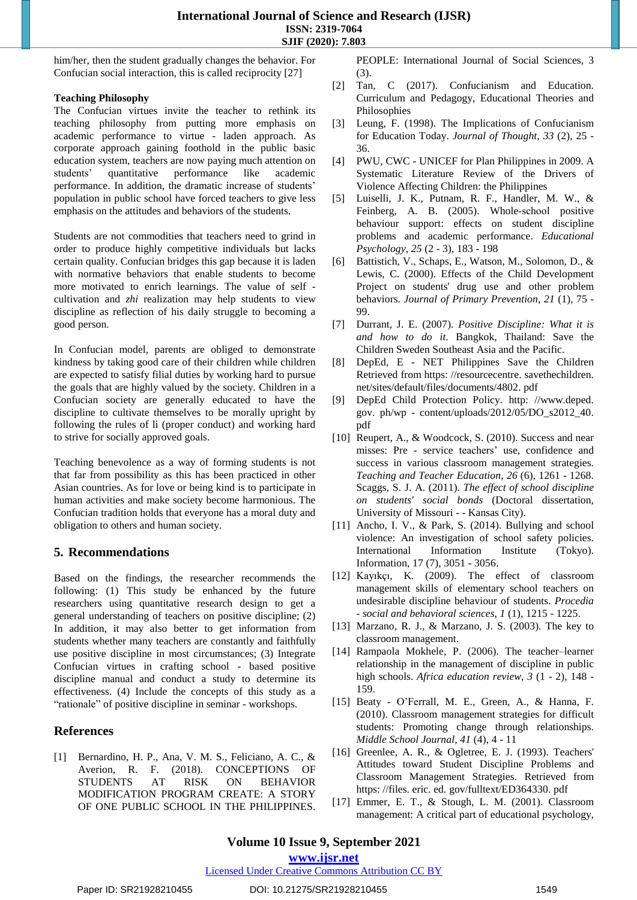him/her, then the student gradually changes the behavior. For Confucian social interaction, this is called reciprocity [27]

**Teaching Philosophy**

The Confucian virtues invite the teacher to rethink its teaching philosophy from putting more emphasis on academic performance to virtue - laden approach. As corporate approach gaining foothold in the public basic education system, teachers are now paying much attention on students' quantitative performance like academic performance. In addition, the dramatic increase of students' population in public school have forced teachers to give less emphasis on the attitudes and behaviors of the students.

Students are not commodities that teachers need to grind in order to produce highly competitive individuals but lacks certain quality. Confucian bridges this gap because it is laden with normative behaviors that enable students to become more motivated to enrich learnings. The value of self - cultivation and *zhi* realization may help students to view discipline as reflection of his daily struggle to becoming a good person.

In Confucian model, parents are obliged to demonstrate kindness by taking good care of their children while children are expected to satisfy filial duties by working hard to pursue the goals that are highly valued by the society. Children in a Confucian society are generally educated to have the discipline to cultivate themselves to be morally upright by following the rules of li (proper conduct) and working hard to strive for socially approved goals.

Teaching benevolence as a way of forming students is not that far from possibility as this has been practiced in other Asian countries. As for love or being kind is to participate in human activities and make society become harmonious. The Confucian tradition holds that everyone has a moral duty and obligation to others and human society.

## 5. Recommendations

Based on the findings, the researcher recommends the following: (1) This study be enhanced by the future researchers using quantitative research design to get a general understanding of teachers on positive discipline; (2) In addition, it may also better to get information from students whether many teachers are constantly and faithfully use positive discipline in most circumstances; (3) Integrate Confucian virtues in crafting school - based positive discipline manual and conduct a study to determine its effectiveness. (4) Include the concepts of this study as a "rationale" of positive discipline in seminar - workshops.

## References

[1] Bernardino, H. P., Ana, V. M. S., Feliciano, A. C., & Averion, R. F. (2018). CONCEPTIONS OF STUDENTS AT RISK ON BEHAVIOR MODIFICATION PROGRAM CREATE: A STORY OF ONE PUBLIC SCHOOL IN THE PHILIPPINES. PEOPLE: International Journal of Social Sciences, 3 (3).

[2] Tan, C (2017). Confucianism and Education. Curriculum and Pedagogy, Educational Theories and Philosophies

[3] Leung, F. (1998). The Implications of Confucianism for Education Today. *Journal of Thought, 33* (2), 25 - 36.

[4] PWU, CWC - UNICEF for Plan Philippines in 2009. A Systematic Literature Review of the Drivers of Violence Affecting Children: the Philippines

[5] Luiselli, J. K., Putnam, R. F., Handler, M. W., & Feinberg, A. B. (2005). Whole-school positive behaviour support: effects on student discipline problems and academic performance. *Educational Psychology*, *25* (2 - 3), 183 - 198

[6] Battistich, V., Schaps, E., Watson, M., Solomon, D., & Lewis, C. (2000). Effects of the Child Development Project on students' drug use and other problem behaviors. *Journal of Primary Prevention*, *21* (1), 75 - 99.

[7] Durrant, J. E. (2007). *Positive Discipline: What it is and how to do it*. Bangkok, Thailand: Save the Children Sweden Southeast Asia and the Pacific.

[8] DepEd, E - NET Philippines Save the Children Retrieved from https: //resourcecentre. savethechildren. net/sites/default/files/documents/4802. pdf

[9] DepEd Child Protection Policy. http: //www.deped. gov. ph/wp - content/uploads/2012/05/DO_s2012_40. pdf

[10] Reupert, A., & Woodcock, S. (2010). Success and near misses: Pre - service teachers' use, confidence and success in various classroom management strategies. *Teaching and Teacher Education*, *26* (6), 1261 - 1268. Scaggs, S. J. A. (2011). *The effect of school discipline on students' social bonds* (Doctoral dissertation, University of Missouri - - Kansas City).

[11] Ancho, I. V., & Park, S. (2014). Bullying and school violence: An investigation of school safety policies. International Information Institute (Tokyo). Information, 17 (7), 3051 - 3056.

[12] Kayıkçı, K. (2009). The effect of classroom management skills of elementary school teachers on undesirable discipline behaviour of students. *Procedia - social and behavioral sciences*, *1* (1), 1215 - 1225.

[13] Marzano, R. J., & Marzano, J. S. (2003). The key to classroom management.

[14] Rampaola Mokhele, P. (2006). The teacher–learner relationship in the management of discipline in public high schools. *Africa education review*, *3* (1 - 2), 148 - 159.

[15] Beaty - O'Ferrall, M. E., Green, A., & Hanna, F. (2010). Classroom management strategies for difficult students: Promoting change through relationships. *Middle School Journal*, *41* (4), 4 - 11

[16] Greenlee, A. R., & Ogletree, E. J. (1993). Teachers' Attitudes toward Student Discipline Problems and Classroom Management Strategies. Retrieved from https: //files. eric. ed. gov/fulltext/ED364330. pdf

[17] Emmer, E. T., & Stough, L. M. (2001). Classroom management: A critical part of educational psychology,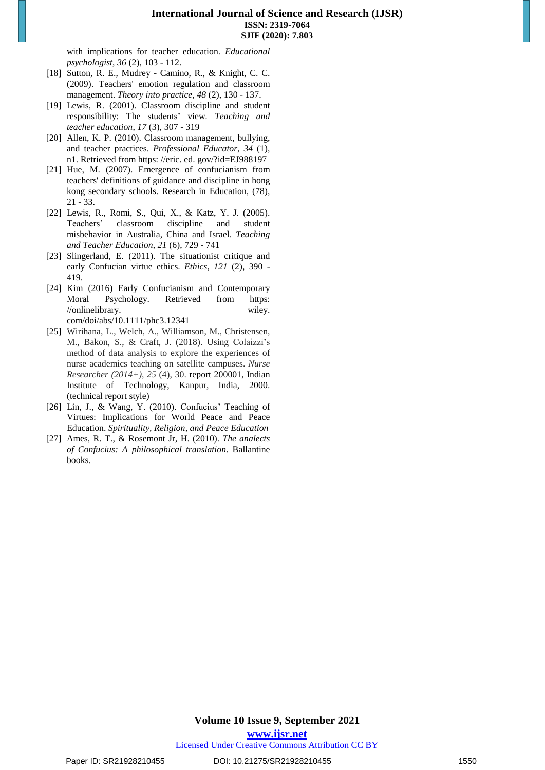with implications for teacher education. *Educational psychologist*, *36* (2), 103 - 112.

[18] Sutton, R. E., Mudrey - Camino, R., & Knight, C. C. (2009). Teachers' emotion regulation and classroom management. *Theory into practice*, *48* (2), 130 - 137.

[19] Lewis, R. (2001). Classroom discipline and student responsibility: The students' view. *Teaching and teacher education*, *17* (3), 307 - 319

[20] Allen, K. P. (2010). Classroom management, bullying, and teacher practices. *Professional Educator*, *34* (1), n1. Retrieved from https: //eric. ed. gov/?id=EJ988197

[21] Hue, M. (2007). Emergence of confucianism from teachers' definitions of guidance and discipline in hong kong secondary schools. Research in Education, (78), 21 - 33.

[22] Lewis, R., Romi, S., Qui, X., & Katz, Y. J. (2005). Teachers' classroom discipline and student misbehavior in Australia, China and Israel. *Teaching and Teacher Education*, *21* (6), 729 - 741

[23] Slingerland, E. (2011). The situationist critique and early Confucian virtue ethics. *Ethics*, *121* (2), 390 - 419.

[24] Kim (2016) Early Confucianism and Contemporary Moral Psychology. Retrieved from https: //onlinelibrary. wiley. com/doi/abs/10.1111/phc3.12341

[25] Wirihana, L., Welch, A., Williamson, M., Christensen, M., Bakon, S., & Craft, J. (2018). Using Colaizzi's method of data analysis to explore the experiences of nurse academics teaching on satellite campuses. *Nurse Researcher (2014+)*, *25* (4), 30. report 200001, Indian Institute of Technology, Kanpur, India, 2000. (technical report style)

[26] Lin, J., & Wang, Y. (2010). Confucius' Teaching of Virtues: Implications for World Peace and Peace Education. *Spirituality, Religion, and Peace Education*

[27] Ames, R. T., & Rosemont Jr, H. (2010). *The analects of Confucius: A philosophical translation*. Ballantine books.